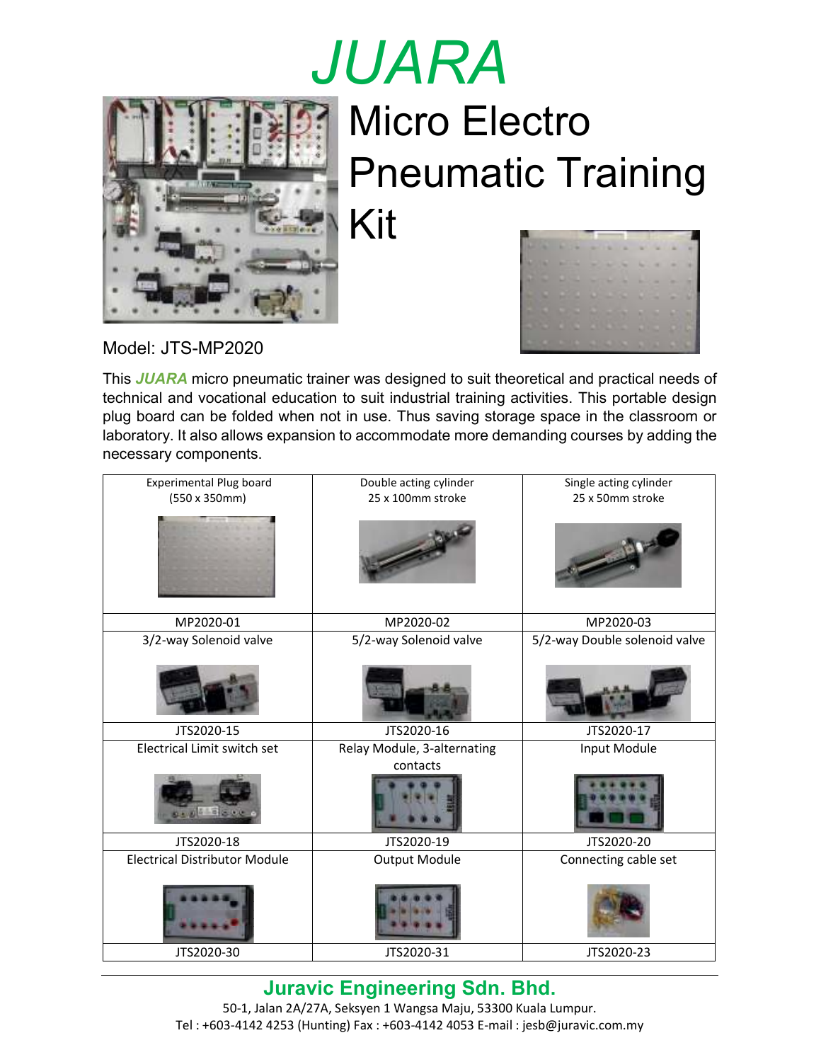# *JUARA*

# Micro Electro Pneumatic Training Kit

Model: JTS-MP2020

This ***JUARA*** micro pneumatic trainer was designed to suit theoretical and practical needs of technical and vocational education to suit industrial training activities. This portable design plug board can be folded when not in use. Thus saving storage space in the classroom or laboratory. It also allows expansion to accommodate more demanding courses by adding the necessary components.

| Experimental Plug board (550 x 350mm) | Double acting cylinder 25 x 100mm stroke | Single acting cylinder 25 x 50mm stroke |
|---|---|---|
| MP2020-01 | MP2020-02 | MP2020-03 |
| 3/2-way Solenoid valve | 5/2-way Solenoid valve | 5/2-way Double solenoid valve |
| JTS2020-15 | JTS2020-16 | JTS2020-17 |
| Electrical Limit switch set | Relay Module, 3-alternating contacts | Input Module |
| JTS2020-18 | JTS2020-19 | JTS2020-20 |
| Electrical Distributor Module | Output Module | Connecting cable set |
| JTS2020-30 | JTS2020-31 | JTS2020-23 |

**Juravic Engineering Sdn. Bhd.**

50-1, Jalan 2A/27A, Seksyen 1 Wangsa Maju, 53300 Kuala Lumpur.

Tel : +603-4142 4253 (Hunting) Fax : +603-4142 4053 E-mail : jesb@juravic.com.my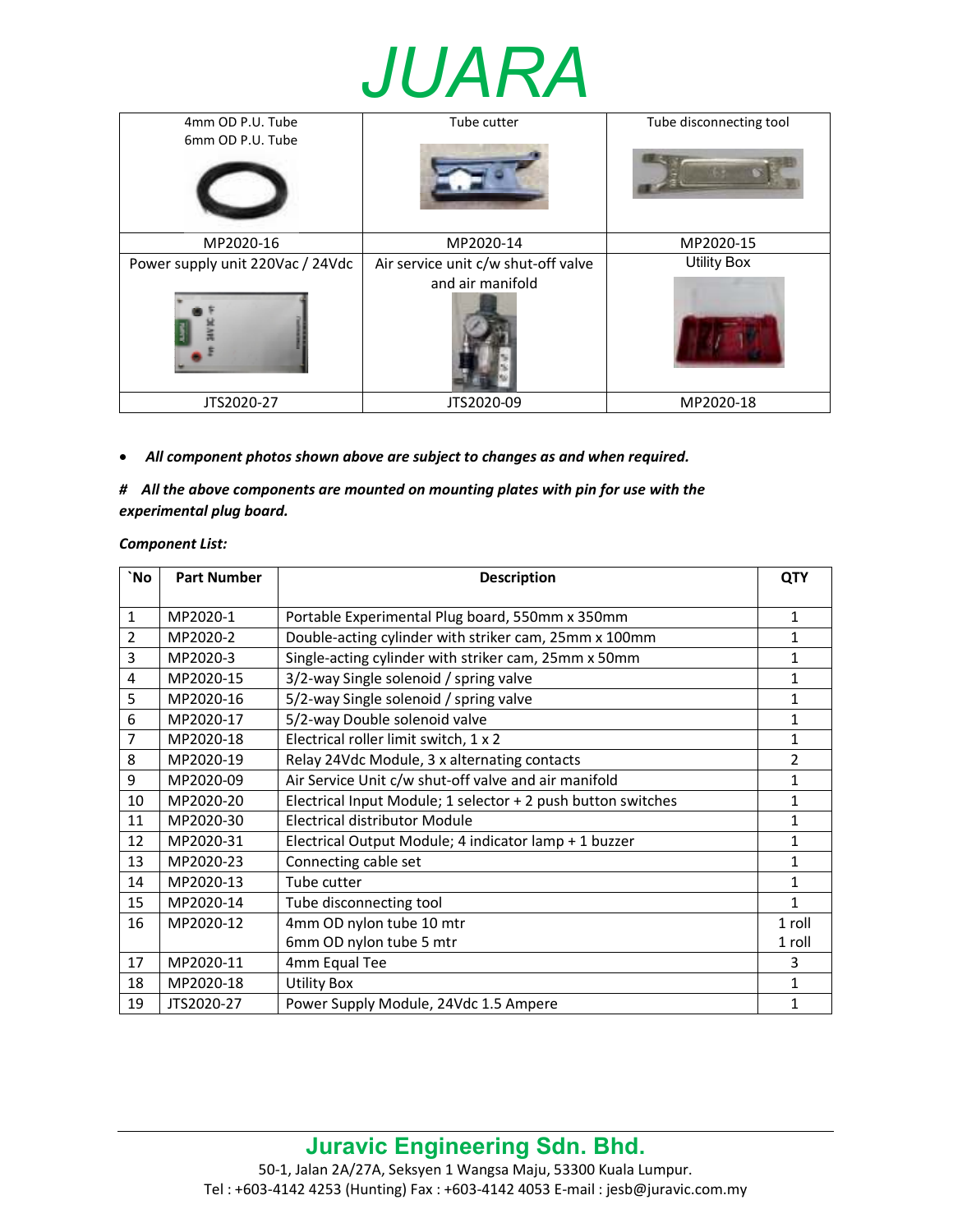# JUARA

| | | |
|---|---|---|
| 4mm OD P.U. Tube<br>6mm OD P.U. Tube | Tube cutter | Tube disconnecting tool |
| MP2020-16 | MP2020-14 | MP2020-15 |
| Power supply unit 220Vac / 24Vdc | Air service unit c/w shut-off valve and air manifold | Utility Box |
| JTS2020-27 | JTS2020-09 | MP2020-18 |

- ***All component photos shown above are subject to changes as and when required.***

***# All the above components are mounted on mounting plates with pin for use with the experimental plug board.***

***Component List:***

| `No | Part Number | Description | QTY |
|---|---|---|---|
| 1 | MP2020-1 | Portable Experimental Plug board, 550mm x 350mm | 1 |
| 2 | MP2020-2 | Double-acting cylinder with striker cam, 25mm x 100mm | 1 |
| 3 | MP2020-3 | Single-acting cylinder with striker cam, 25mm x 50mm | 1 |
| 4 | MP2020-15 | 3/2-way Single solenoid / spring valve | 1 |
| 5 | MP2020-16 | 5/2-way Single solenoid / spring valve | 1 |
| 6 | MP2020-17 | 5/2-way Double solenoid valve | 1 |
| 7 | MP2020-18 | Electrical roller limit switch, 1 x 2 | 1 |
| 8 | MP2020-19 | Relay 24Vdc Module, 3 x alternating contacts | 2 |
| 9 | MP2020-09 | Air Service Unit c/w shut-off valve and air manifold | 1 |
| 10 | MP2020-20 | Electrical Input Module; 1 selector + 2 push button switches | 1 |
| 11 | MP2020-30 | Electrical distributor Module | 1 |
| 12 | MP2020-31 | Electrical Output Module; 4 indicator lamp + 1 buzzer | 1 |
| 13 | MP2020-23 | Connecting cable set | 1 |
| 14 | MP2020-13 | Tube cutter | 1 |
| 15 | MP2020-14 | Tube disconnecting tool | 1 |
| 16 | MP2020-12 | 4mm OD nylon tube 10 mtr<br>6mm OD nylon tube 5 mtr | 1 roll<br>1 roll |
| 17 | MP2020-11 | 4mm Equal Tee | 3 |
| 18 | MP2020-18 | Utility Box | 1 |
| 19 | JTS2020-27 | Power Supply Module, 24Vdc 1.5 Ampere | 1 |

**Juravic Engineering Sdn. Bhd.**
50-1, Jalan 2A/27A, Seksyen 1 Wangsa Maju, 53300 Kuala Lumpur.
Tel : +603-4142 4253 (Hunting) Fax : +603-4142 4053 E-mail : jesb@juravic.com.my